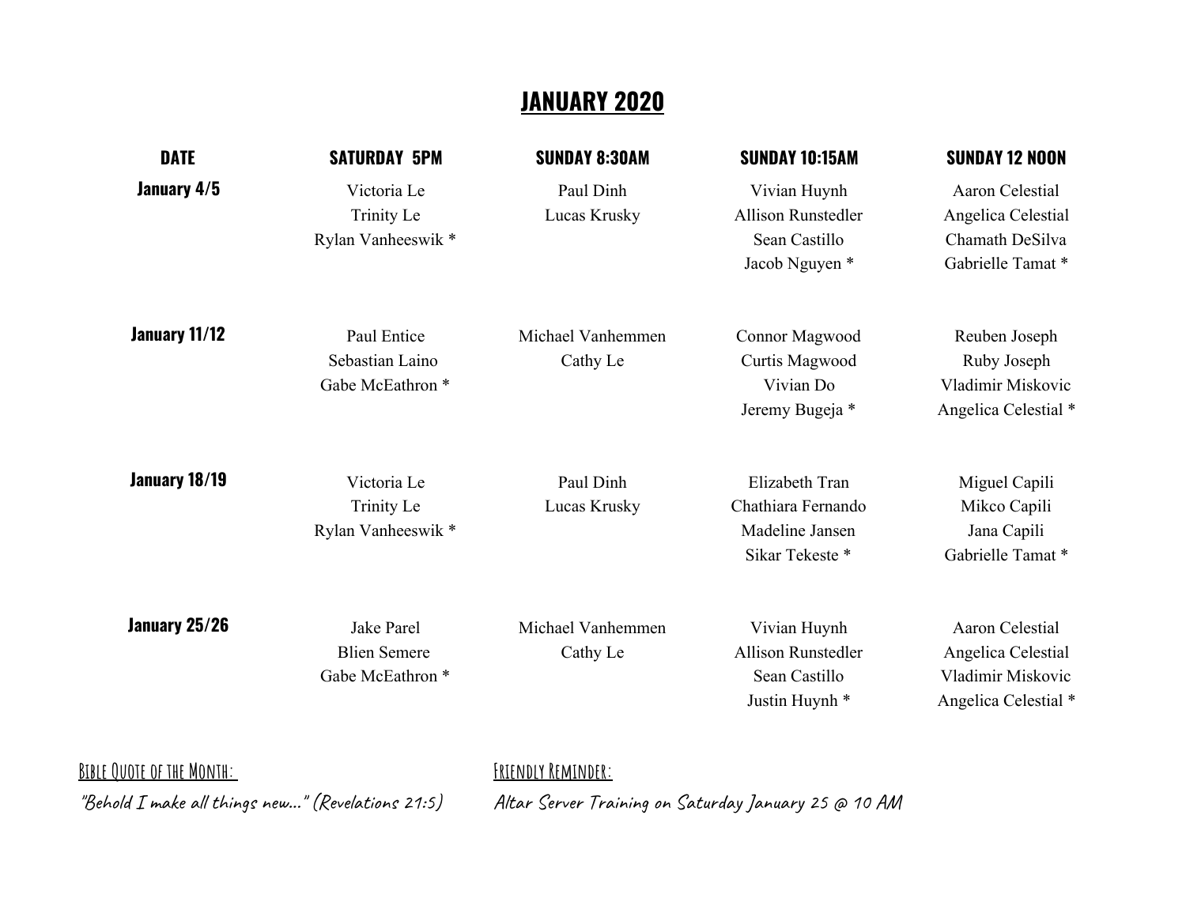# JANUARY 2020

| DATE | SATURDAY 5PM | SUNDAY 8:30AM | SUNDAY 10:15AM | SUNDAY 12 NOON |
|---|---|---|---|---|
| **January 4/5** | Victoria Le<br>Trinity Le<br>Rylan Vanheeswik * | Paul Dinh<br>Lucas Krusky | Vivian Huynh<br>Allison Runstedler<br>Sean Castillo<br>Jacob Nguyen * | Aaron Celestial<br>Angelica Celestial<br>Chamath DeSilva<br>Gabrielle Tamat * |
| **January 11/12** | Paul Entice<br>Sebastian Laino<br>Gabe McEathron * | Michael Vanhemmen<br>Cathy Le | Connor Magwood<br>Curtis Magwood<br>Vivian Do<br>Jeremy Bugeja * | Reuben Joseph<br>Ruby Joseph<br>Vladimir Miskovic<br>Angelica Celestial * |
| **January 18/19** | Victoria Le<br>Trinity Le<br>Rylan Vanheeswik * | Paul Dinh<br>Lucas Krusky | Elizabeth Tran<br>Chathiara Fernando<br>Madeline Jansen<br>Sikar Tekeste * | Miguel Capili<br>Mikco Capili<br>Jana Capili<br>Gabrielle Tamat * |
| **January 25/26** | Jake Parel<br>Blien Semere<br>Gabe McEathron * | Michael Vanhemmen<br>Cathy Le | Vivian Huynh<br>Allison Runstedler<br>Sean Castillo<br>Justin Huynh * | Aaron Celestial<br>Angelica Celestial<br>Vladimir Miskovic<br>Angelica Celestial * |

**Bible Quote of the Month:**

"Behold I make all things new..." (Revelations 21:5)

**Friendly Reminder:**

Altar Server Training on Saturday January 25 @ 10 AM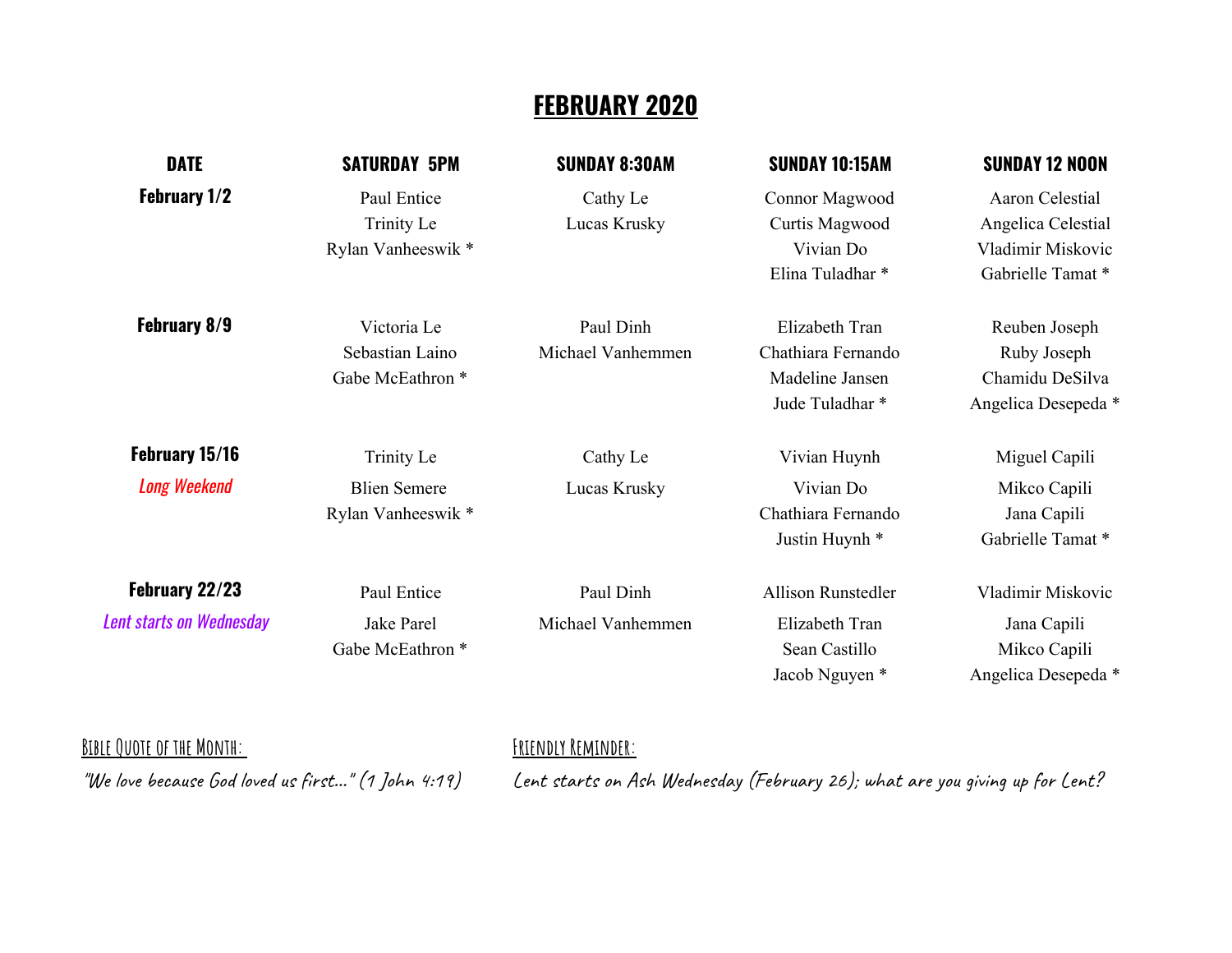# FEBRUARY 2020

| DATE | SATURDAY 5PM | SUNDAY 8:30AM | SUNDAY 10:15AM | SUNDAY 12 NOON |
|---|---|---|---|---|
| **February 1/2** | Paul Entice<br>Trinity Le<br>Rylan Vanheeswik * | Cathy Le<br>Lucas Krusky | Connor Magwood<br>Curtis Magwood<br>Vivian Do<br>Elina Tuladhar * | Aaron Celestial<br>Angelica Celestial<br>Vladimir Miskovic<br>Gabrielle Tamat * |
| **February 8/9** | Victoria Le<br>Sebastian Laino<br>Gabe McEathron * | Paul Dinh<br>Michael Vanhemmen | Elizabeth Tran<br>Chathiara Fernando<br>Madeline Jansen<br>Jude Tuladhar * | Reuben Joseph<br>Ruby Joseph<br>Chamidu DeSilva<br>Angelica Desepeda * |
| **February 15/16**<br>*Long Weekend* | Trinity Le<br>Blien Semere<br>Rylan Vanheeswik * | Cathy Le<br>Lucas Krusky | Vivian Huynh<br>Vivian Do<br>Chathiara Fernando<br>Justin Huynh * | Miguel Capili<br>Mikco Capili<br>Jana Capili<br>Gabrielle Tamat * |
| **February 22/23**<br>*Lent starts on Wednesday* | Paul Entice<br>Jake Parel<br>Gabe McEathron * | Paul Dinh<br>Michael Vanhemmen | Allison Runstedler<br>Elizabeth Tran<br>Sean Castillo<br>Jacob Nguyen * | Vladimir Miskovic<br>Jana Capili<br>Mikco Capili<br>Angelica Desepeda * |

**Bible Quote of the Month:**

"We love because God loved us first..." (1 John 4:19)

**Friendly Reminder:**

Lent starts on Ash Wednesday (February 26); what are you giving up for Lent?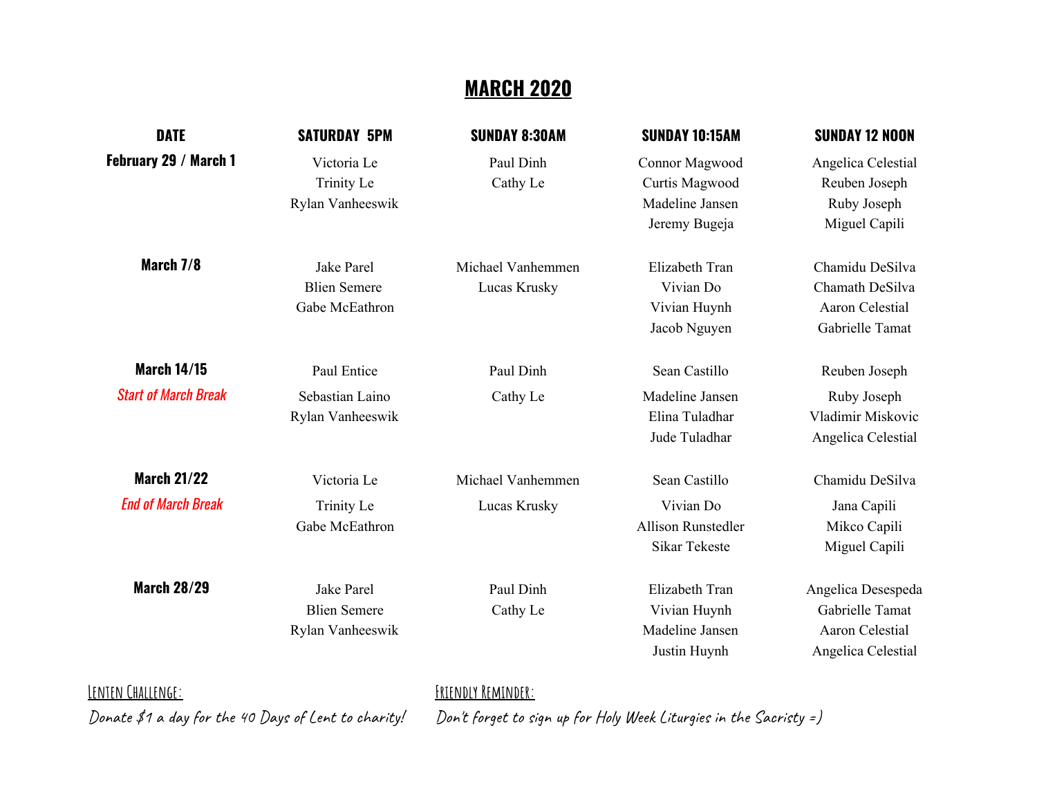# MARCH 2020

| DATE | SATURDAY 5PM | SUNDAY 8:30AM | SUNDAY 10:15AM | SUNDAY 12 NOON |
|---|---|---|---|---|
| **February 29 / March 1** | Victoria Le<br>Trinity Le<br>Rylan Vanheeswik | Paul Dinh<br>Cathy Le | Connor Magwood<br>Curtis Magwood<br>Madeline Jansen<br>Jeremy Bugeja | Angelica Celestial<br>Reuben Joseph<br>Ruby Joseph<br>Miguel Capili |
| **March 7/8** | Jake Parel<br>Blien Semere<br>Gabe McEathron | Michael Vanhemmen<br>Lucas Krusky | Elizabeth Tran<br>Vivian Do<br>Vivian Huynh<br>Jacob Nguyen | Chamidu DeSilva<br>Chamath DeSilva<br>Aaron Celestial<br>Gabrielle Tamat |
| **March 14/15**<br>*Start of March Break* | Paul Entice<br>Sebastian Laino<br>Rylan Vanheeswik | Paul Dinh<br>Cathy Le | Sean Castillo<br>Madeline Jansen<br>Elina Tuladhar<br>Jude Tuladhar | Reuben Joseph<br>Ruby Joseph<br>Vladimir Miskovic<br>Angelica Celestial |
| **March 21/22**<br>*End of March Break* | Victoria Le<br>Trinity Le<br>Gabe McEathron | Michael Vanhemmen<br>Lucas Krusky | Sean Castillo<br>Vivian Do<br>Allison Runstedler<br>Sikar Tekeste | Chamidu DeSilva<br>Jana Capili<br>Mikco Capili<br>Miguel Capili |
| **March 28/29** | Jake Parel<br>Blien Semere<br>Rylan Vanheeswik | Paul Dinh<br>Cathy Le | Elizabeth Tran<br>Vivian Huynh<br>Madeline Jansen<br>Justin Huynh | Angelica Desespeda<br>Gabrielle Tamat<br>Aaron Celestial<br>Angelica Celestial |

**Lenten Challenge:**

*Donate $1 a day for the 40 Days of Lent to charity!*

**Friendly Reminder:**

*Don't forget to sign up for Holy Week Liturgies in the Sacristy =)*